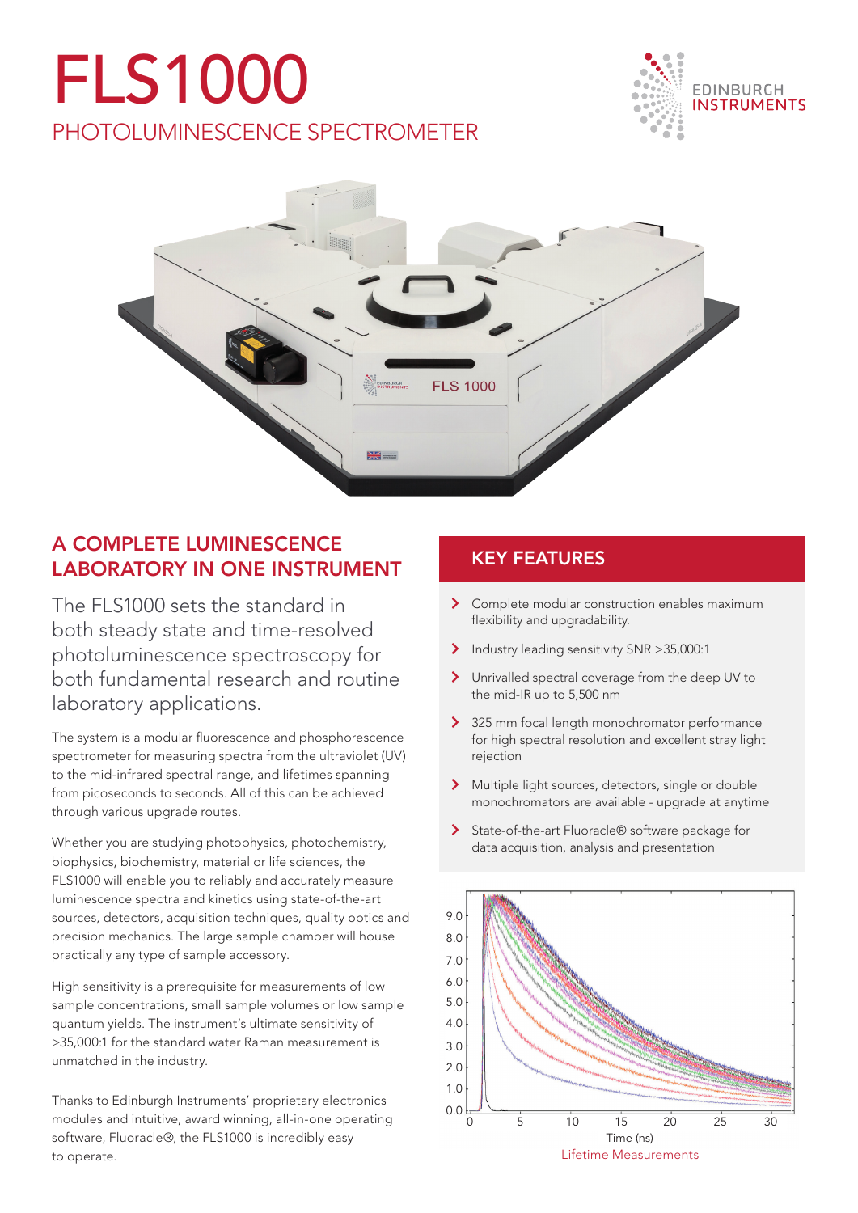# FLS1000

## PHOTOLUMINESCENCE SPECTROMETER

EDINBURGH INSTRUMENTS

## A COMPLETE LUMINESCENCE LABORATORY IN ONE INSTRUMENT

The FLS1000 sets the standard in both steady state and time-resolved photoluminescence spectroscopy for both fundamental research and routine laboratory applications.

The system is a modular fluorescence and phosphorescence spectrometer for measuring spectra from the ultraviolet (UV) to the mid-infrared spectral range, and lifetimes spanning from picoseconds to seconds. All of this can be achieved through various upgrade routes.

Whether you are studying photophysics, photochemistry, biophysics, biochemistry, material or life sciences, the FLS1000 will enable you to reliably and accurately measure luminescence spectra and kinetics using state-of-the-art sources, detectors, acquisition techniques, quality optics and precision mechanics. The large sample chamber will house practically any type of sample accessory.

High sensitivity is a prerequisite for measurements of low sample concentrations, small sample volumes or low sample quantum yields. The instrument's ultimate sensitivity of >35,000:1 for the standard water Raman measurement is unmatched in the industry.

Thanks to Edinburgh Instruments' proprietary electronics modules and intuitive, award winning, all-in-one operating software, Fluoracle®, the FLS1000 is incredibly easy to operate.

## KEY FEATURES

- Complete modular construction enables maximum flexibility and upgradability.
- Industry leading sensitivity SNR >35,000:1
- Unrivalled spectral coverage from the deep UV to the mid-IR up to 5,500 nm
- 325 mm focal length monochromator performance for high spectral resolution and excellent stray light rejection
- Multiple light sources, detectors, single or double monochromators are available - upgrade at anytime
- State-of-the-art Fluoracle® software package for data acquisition, analysis and presentation

Lifetime Measurements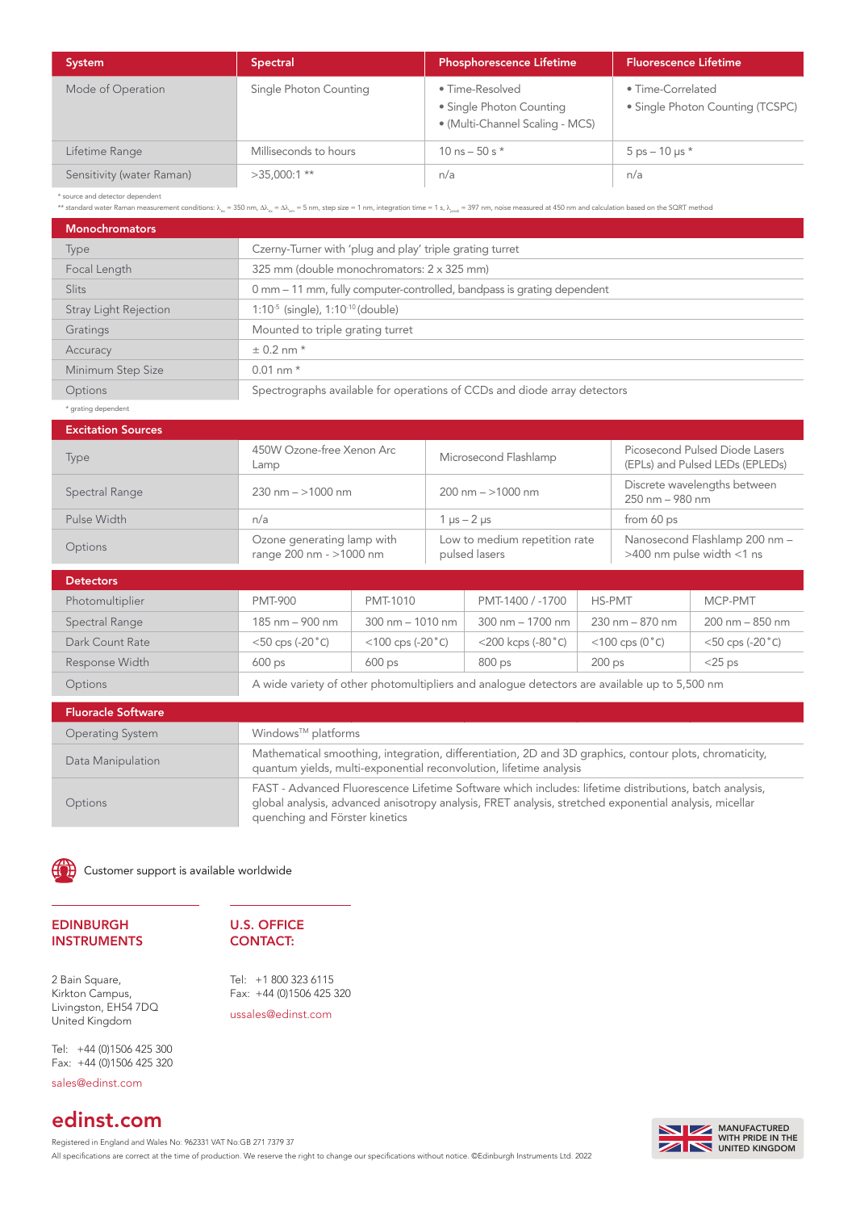| System | Spectral | Phosphorescence Lifetime | Fluorescence Lifetime |
|---|---|---|---|
| Mode of Operation | Single Photon Counting | • Time-Resolved<br>• Single Photon Counting<br>• (Multi-Channel Scaling - MCS) | • Time-Correlated<br>• Single Photon Counting (TCSPC) |
| Lifetime Range | Milliseconds to hours | 10 ns – 50 s * | 5 ps – 10 µs * |
| Sensitivity (water Raman) | >35,000:1 ** | n/a | n/a |

\* source and detector dependent

\** standard water Raman measurement conditions: $\lambda_{ex}$ = 350 nm, $\Delta\lambda_{ex}$ = $\Delta\lambda_{em}$ = 5 nm, step size = 1 nm, integration time = 1 s, $\lambda_{peak}$ = 397 nm, noise measured at 450 nm and calculation based on the SQRT method

| Monochromators | |
|---|---|
| Type | Czerny-Turner with 'plug and play' triple grating turret |
| Focal Length | 325 mm (double monochromators: 2 x 325 mm) |
| Slits | 0 mm – 11 mm, fully computer-controlled, bandpass is grating dependent |
| Stray Light Rejection | 1:$10^{5}$ (single), 1:$10^{10}$ (double) |
| Gratings | Mounted to triple grating turret |
| Accuracy | ± 0.2 nm * |
| Minimum Step Size | 0.01 nm * |
| Options | Spectrographs available for operations of CCDs and diode array detectors |

\* grating dependent

| Excitation Sources | | | |
|---|---|---|---|
| Type | 450W Ozone-free Xenon Arc Lamp | Microsecond Flashlamp | Picosecond Pulsed Diode Lasers (EPLs) and Pulsed LEDs (EPLEDs) |
| Spectral Range | 230 nm – >1000 nm | 200 nm – >1000 nm | Discrete wavelengths between 250 nm – 980 nm |
| Pulse Width | n/a | 1 µs – 2 µs | from 60 ps |
| Options | Ozone generating lamp with range 200 nm - >1000 nm | Low to medium repetition rate pulsed lasers | Nanosecond Flashlamp 200 nm – >400 nm pulse width <1 ns |

| Detectors | | | | | |
|---|---|---|---|---|---|
| Photomultiplier | PMT-900 | PMT-1010 | PMT-1400 / -1700 | HS-PMT | MCP-PMT |
| Spectral Range | 185 nm – 900 nm | 300 nm – 1010 nm | 300 nm – 1700 nm | 230 nm – 870 nm | 200 nm – 850 nm |
| Dark Count Rate | <50 cps (-20 °C) | <100 cps (-20 °C) | <200 kcps (-80 °C) | <100 cps (0 °C) | <50 cps (-20 °C) |
| Response Width | 600 ps | 600 ps | 800 ps | 200 ps | <25 ps |
| Options | A wide variety of other photomultipliers and analogue detectors are available up to 5,500 nm | | | | |

| Fluoracle Software | |
|---|---|
| Operating System | Windows™ platforms |
| Data Manipulation | Mathematical smoothing, integration, differentiation, 2D and 3D graphics, contour plots, chromaticity, quantum yields, multi-exponential reconvolution, lifetime analysis |
| Options | FAST - Advanced Fluorescence Lifetime Software which includes: lifetime distributions, batch analysis, global analysis, advanced anisotropy analysis, FRET analysis, stretched exponential analysis, micellar quenching and Förster kinetics |

Customer support is available worldwide

**EDINBURGH INSTRUMENTS**

2 Bain Square,
Kirkton Campus,
Livingston, EH54 7DQ
United Kingdom

Tel: +44 (0)1506 425 300
Fax: +44 (0)1506 425 320

sales@edinst.com

**U.S. OFFICE CONTACT:**

Tel: +1 800 323 6115
Fax: +44 (0)1506 425 320

ussales@edinst.com

**edinst.com**

Registered in England and Wales No: 962331 VAT No:GB 271 7379 37

All specifications are correct at the time of production. We reserve the right to change our specifications without notice. ©Edinburgh Instruments Ltd. 2022

MANUFACTURED WITH PRIDE IN THE UNITED KINGDOM